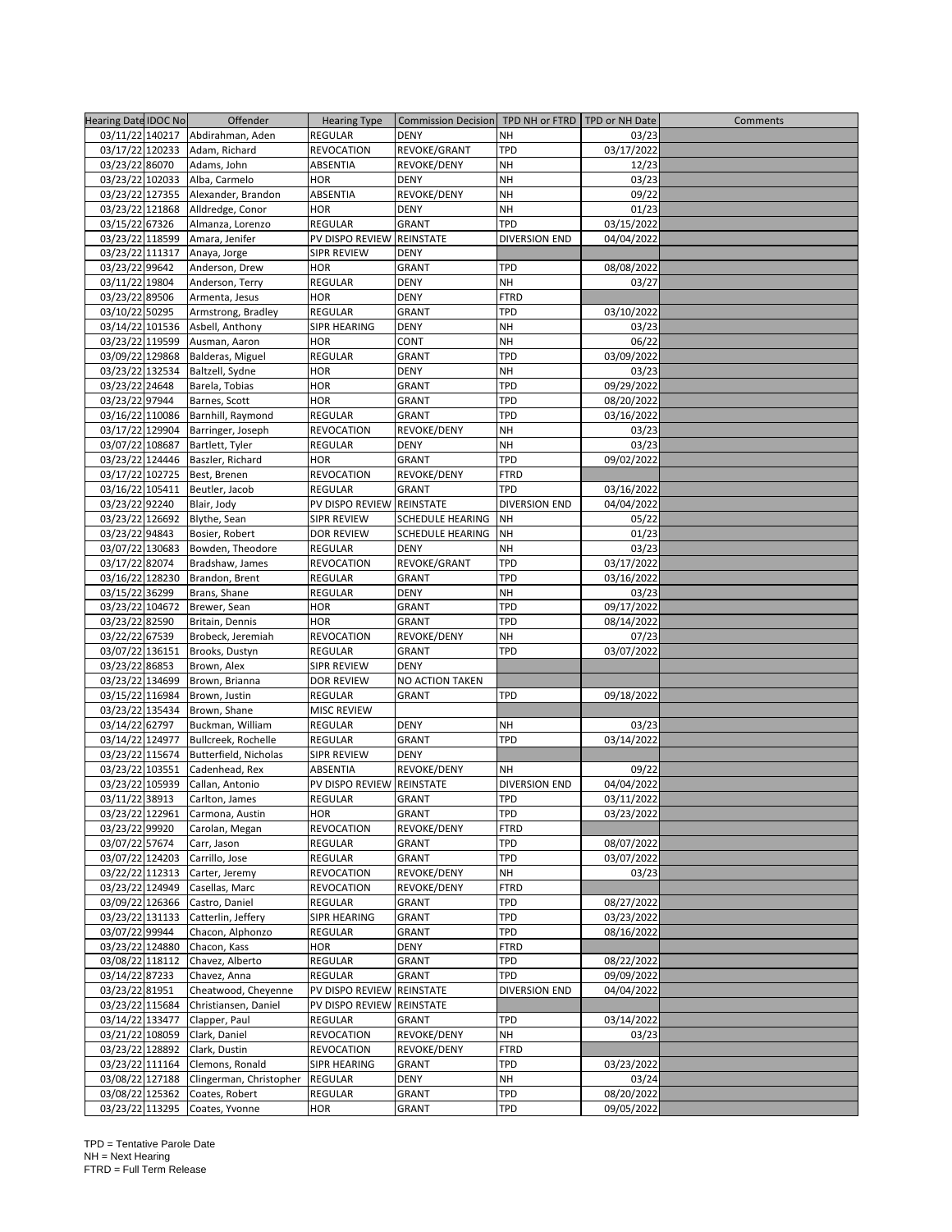| Hearing Date | IDOC No | Offender | Hearing Type | Commission Decision | TPD NH or FTRD | TPD or NH Date | Comments |
|---|---|---|---|---|---|---|---|
| 03/11/22 | 140217 | Abdirahman, Aden | REGULAR | DENY | NH | 03/23 | |
| 03/17/22 | 120233 | Adam, Richard | REVOCATION | REVOKE/GRANT | TPD | 03/17/2022 | |
| 03/23/22 | 86070 | Adams, John | ABSENTIA | REVOKE/DENY | NH | 12/23 | |
| 03/23/22 | 102033 | Alba, Carmelo | HOR | DENY | NH | 03/23 | |
| 03/23/22 | 127355 | Alexander, Brandon | ABSENTIA | REVOKE/DENY | NH | 09/22 | |
| 03/23/22 | 121868 | Alldredge, Conor | HOR | DENY | NH | 01/23 | |
| 03/15/22 | 67326 | Almanza, Lorenzo | REGULAR | GRANT | TPD | 03/15/2022 | |
| 03/23/22 | 118599 | Amara, Jenifer | PV DISPO REVIEW | REINSTATE | DIVERSION END | 04/04/2022 | |
| 03/23/22 | 111317 | Anaya, Jorge | SIPR REVIEW | DENY | | | |
| 03/23/22 | 99642 | Anderson, Drew | HOR | GRANT | TPD | 08/08/2022 | |
| 03/11/22 | 19804 | Anderson, Terry | REGULAR | DENY | NH | 03/27 | |
| 03/23/22 | 89506 | Armenta, Jesus | HOR | DENY | FTRD | | |
| 03/10/22 | 50295 | Armstrong, Bradley | REGULAR | GRANT | TPD | 03/10/2022 | |
| 03/14/22 | 101536 | Asbell, Anthony | SIPR HEARING | DENY | NH | 03/23 | |
| 03/23/22 | 119599 | Ausman, Aaron | HOR | CONT | NH | 06/22 | |
| 03/09/22 | 129868 | Balderas, Miguel | REGULAR | GRANT | TPD | 03/09/2022 | |
| 03/23/22 | 132534 | Baltzell, Sydne | HOR | DENY | NH | 03/23 | |
| 03/23/22 | 24648 | Barela, Tobias | HOR | GRANT | TPD | 09/29/2022 | |
| 03/23/22 | 97944 | Barnes, Scott | HOR | GRANT | TPD | 08/20/2022 | |
| 03/16/22 | 110086 | Barnhill, Raymond | REGULAR | GRANT | TPD | 03/16/2022 | |
| 03/17/22 | 129904 | Barringer, Joseph | REVOCATION | REVOKE/DENY | NH | 03/23 | |
| 03/07/22 | 108687 | Bartlett, Tyler | REGULAR | DENY | NH | 03/23 | |
| 03/23/22 | 124446 | Baszler, Richard | HOR | GRANT | TPD | 09/02/2022 | |
| 03/17/22 | 102725 | Best, Brenen | REVOCATION | REVOKE/DENY | FTRD | | |
| 03/16/22 | 105411 | Beutler, Jacob | REGULAR | GRANT | TPD | 03/16/2022 | |
| 03/23/22 | 92240 | Blair, Jody | PV DISPO REVIEW | REINSTATE | DIVERSION END | 04/04/2022 | |
| 03/23/22 | 126692 | Blythe, Sean | SIPR REVIEW | SCHEDULE HEARING | NH | 05/22 | |
| 03/23/22 | 94843 | Bosier, Robert | DOR REVIEW | SCHEDULE HEARING | NH | 01/23 | |
| 03/07/22 | 130683 | Bowden, Theodore | REGULAR | DENY | NH | 03/23 | |
| 03/17/22 | 82074 | Bradshaw, James | REVOCATION | REVOKE/GRANT | TPD | 03/17/2022 | |
| 03/16/22 | 128230 | Brandon, Brent | REGULAR | GRANT | TPD | 03/16/2022 | |
| 03/15/22 | 36299 | Brans, Shane | REGULAR | DENY | NH | 03/23 | |
| 03/23/22 | 104672 | Brewer, Sean | HOR | GRANT | TPD | 09/17/2022 | |
| 03/23/22 | 82590 | Britain, Dennis | HOR | GRANT | TPD | 08/14/2022 | |
| 03/22/22 | 67539 | Brobeck, Jeremiah | REVOCATION | REVOKE/DENY | NH | 07/23 | |
| 03/07/22 | 136151 | Brooks, Dustyn | REGULAR | GRANT | TPD | 03/07/2022 | |
| 03/23/22 | 86853 | Brown, Alex | SIPR REVIEW | DENY | | | |
| 03/23/22 | 134699 | Brown, Brianna | DOR REVIEW | NO ACTION TAKEN | | | |
| 03/15/22 | 116984 | Brown, Justin | REGULAR | GRANT | TPD | 09/18/2022 | |
| 03/23/22 | 135434 | Brown, Shane | MISC REVIEW | | | | |
| 03/14/22 | 62797 | Buckman, William | REGULAR | DENY | NH | 03/23 | |
| 03/14/22 | 124977 | Bullcreek, Rochelle | REGULAR | GRANT | TPD | 03/14/2022 | |
| 03/23/22 | 115674 | Butterfield, Nicholas | SIPR REVIEW | DENY | | | |
| 03/23/22 | 103551 | Cadenhead, Rex | ABSENTIA | REVOKE/DENY | NH | 09/22 | |
| 03/23/22 | 105939 | Callan, Antonio | PV DISPO REVIEW | REINSTATE | DIVERSION END | 04/04/2022 | |
| 03/11/22 | 38913 | Carlton, James | REGULAR | GRANT | TPD | 03/11/2022 | |
| 03/23/22 | 122961 | Carmona, Austin | HOR | GRANT | TPD | 03/23/2022 | |
| 03/23/22 | 99920 | Carolan, Megan | REVOCATION | REVOKE/DENY | FTRD | | |
| 03/07/22 | 57674 | Carr, Jason | REGULAR | GRANT | TPD | 08/07/2022 | |
| 03/07/22 | 124203 | Carrillo, Jose | REGULAR | GRANT | TPD | 03/07/2022 | |
| 03/22/22 | 112313 | Carter, Jeremy | REVOCATION | REVOKE/DENY | NH | 03/23 | |
| 03/23/22 | 124949 | Casellas, Marc | REVOCATION | REVOKE/DENY | FTRD | | |
| 03/09/22 | 126366 | Castro, Daniel | REGULAR | GRANT | TPD | 08/27/2022 | |
| 03/23/22 | 131133 | Catterlin, Jeffery | SIPR HEARING | GRANT | TPD | 03/23/2022 | |
| 03/07/22 | 99944 | Chacon, Alphonzo | REGULAR | GRANT | TPD | 08/16/2022 | |
| 03/23/22 | 124880 | Chacon, Kass | HOR | DENY | FTRD | | |
| 03/08/22 | 118112 | Chavez, Alberto | REGULAR | GRANT | TPD | 08/22/2022 | |
| 03/14/22 | 87233 | Chavez, Anna | REGULAR | GRANT | TPD | 09/09/2022 | |
| 03/23/22 | 81951 | Cheatwood, Cheyenne | PV DISPO REVIEW | REINSTATE | DIVERSION END | 04/04/2022 | |
| 03/23/22 | 115684 | Christiansen, Daniel | PV DISPO REVIEW | REINSTATE | | | |
| 03/14/22 | 133477 | Clapper, Paul | REGULAR | GRANT | TPD | 03/14/2022 | |
| 03/21/22 | 108059 | Clark, Daniel | REVOCATION | REVOKE/DENY | NH | 03/23 | |
| 03/23/22 | 128892 | Clark, Dustin | REVOCATION | REVOKE/DENY | FTRD | | |
| 03/23/22 | 111164 | Clemons, Ronald | SIPR HEARING | GRANT | TPD | 03/23/2022 | |
| 03/08/22 | 127188 | Clingerman, Christopher | REGULAR | DENY | NH | 03/24 | |
| 03/08/22 | 125362 | Coates, Robert | REGULAR | GRANT | TPD | 08/20/2022 | |
| 03/23/22 | 113295 | Coates, Yvonne | HOR | GRANT | TPD | 09/05/2022 | |

TPD = Tentative Parole Date
NH = Next Hearing
FTRD = Full Term Release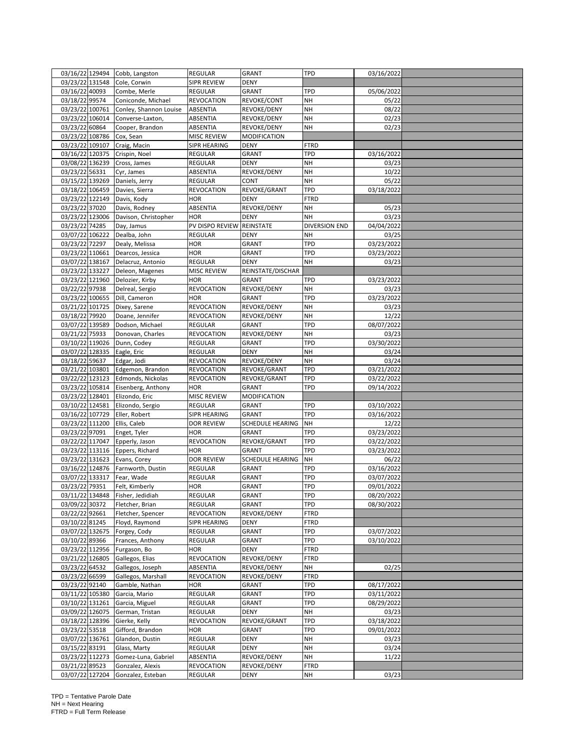| | | | | | | | |
|---|---|---|---|---|---|---|---|
| 03/16/22 | 129494 | Cobb, Langston | REGULAR | GRANT | TPD | 03/16/2022 | |
| 03/23/22 | 131548 | Cole, Corwin | SIPR REVIEW | DENY | | | |
| 03/16/22 | 40093 | Combe, Merle | REGULAR | GRANT | TPD | 05/06/2022 | |
| 03/18/22 | 99574 | Coniconde, Michael | REVOCATION | REVOKE/CONT | NH | 05/22 | |
| 03/23/22 | 100761 | Conley, Shannon Louise | ABSENTIA | REVOKE/DENY | NH | 08/22 | |
| 03/23/22 | 106014 | Converse-Laxton, | ABSENTIA | REVOKE/DENY | NH | 02/23 | |
| 03/23/22 | 60864 | Cooper, Brandon | ABSENTIA | REVOKE/DENY | NH | 02/23 | |
| 03/23/22 | 108786 | Cox, Sean | MISC REVIEW | MODIFICATION | | | |
| 03/23/22 | 109107 | Craig, Macin | SIPR HEARING | DENY | FTRD | | |
| 03/16/22 | 120375 | Crispin, Noel | REGULAR | GRANT | TPD | 03/16/2022 | |
| 03/08/22 | 136239 | Cross, James | REGULAR | DENY | NH | 03/23 | |
| 03/23/22 | 56331 | Cyr, James | ABSENTIA | REVOKE/DENY | NH | 10/22 | |
| 03/15/22 | 139269 | Daniels, Jerry | REGULAR | CONT | NH | 05/22 | |
| 03/18/22 | 106459 | Davies, Sierra | REVOCATION | REVOKE/GRANT | TPD | 03/18/2022 | |
| 03/23/22 | 122149 | Davis, Kody | HOR | DENY | FTRD | | |
| 03/23/22 | 37020 | Davis, Rodney | ABSENTIA | REVOKE/DENY | NH | 05/23 | |
| 03/23/22 | 123006 | Davison, Christopher | HOR | DENY | NH | 03/23 | |
| 03/23/22 | 74285 | Day, Jamus | PV DISPO REVIEW | REINSTATE | DIVERSION END | 04/04/2022 | |
| 03/07/22 | 106222 | Dealba, John | REGULAR | DENY | NH | 03/25 | |
| 03/23/22 | 72297 | Dealy, Melissa | HOR | GRANT | TPD | 03/23/2022 | |
| 03/23/22 | 110661 | Dearcos, Jessica | HOR | GRANT | TPD | 03/23/2022 | |
| 03/07/22 | 138167 | Delacruz, Antonio | REGULAR | DENY | NH | 03/23 | |
| 03/23/22 | 133227 | Deleon, Magenes | MISC REVIEW | REINSTATE/DISCHAR | | | |
| 03/23/22 | 121960 | Delozier, Kirby | HOR | GRANT | TPD | 03/23/2022 | |
| 03/22/22 | 97938 | Delreal, Sergio | REVOCATION | REVOKE/DENY | NH | 03/23 | |
| 03/23/22 | 100655 | Dill, Cameron | HOR | GRANT | TPD | 03/23/2022 | |
| 03/21/22 | 101725 | Dixey, Sarene | REVOCATION | REVOKE/DENY | NH | 03/23 | |
| 03/18/22 | 79920 | Doane, Jennifer | REVOCATION | REVOKE/DENY | NH | 12/22 | |
| 03/07/22 | 139589 | Dodson, Michael | REGULAR | GRANT | TPD | 08/07/2022 | |
| 03/21/22 | 75933 | Donovan, Charles | REVOCATION | REVOKE/DENY | NH | 03/23 | |
| 03/10/22 | 119026 | Dunn, Codey | REGULAR | GRANT | TPD | 03/30/2022 | |
| 03/07/22 | 128335 | Eagle, Eric | REGULAR | DENY | NH | 03/24 | |
| 03/18/22 | 59637 | Edgar, Jodi | REVOCATION | REVOKE/DENY | NH | 03/24 | |
| 03/21/22 | 103801 | Edgemon, Brandon | REVOCATION | REVOKE/GRANT | TPD | 03/21/2022 | |
| 03/22/22 | 123123 | Edmonds, Nickolas | REVOCATION | REVOKE/GRANT | TPD | 03/22/2022 | |
| 03/23/22 | 105814 | Eisenberg, Anthony | HOR | GRANT | TPD | 09/14/2022 | |
| 03/23/22 | 128401 | Elizondo, Eric | MISC REVIEW | MODIFICATION | | | |
| 03/10/22 | 124581 | Elizondo, Sergio | REGULAR | GRANT | TPD | 03/10/2022 | |
| 03/16/22 | 107729 | Eller, Robert | SIPR HEARING | GRANT | TPD | 03/16/2022 | |
| 03/23/22 | 111200 | Ellis, Caleb | DOR REVIEW | SCHEDULE HEARING | NH | 12/22 | |
| 03/23/22 | 97091 | Enget, Tyler | HOR | GRANT | TPD | 03/23/2022 | |
| 03/22/22 | 117047 | Epperly, Jason | REVOCATION | REVOKE/GRANT | TPD | 03/22/2022 | |
| 03/23/22 | 113116 | Eppers, Richard | HOR | GRANT | TPD | 03/23/2022 | |
| 03/23/22 | 131623 | Evans, Corey | DOR REVIEW | SCHEDULE HEARING | NH | 06/22 | |
| 03/16/22 | 124876 | Farnworth, Dustin | REGULAR | GRANT | TPD | 03/16/2022 | |
| 03/07/22 | 133317 | Fear, Wade | REGULAR | GRANT | TPD | 03/07/2022 | |
| 03/23/22 | 79351 | Felt, Kimberly | HOR | GRANT | TPD | 09/01/2022 | |
| 03/11/22 | 134848 | Fisher, Jedidiah | REGULAR | GRANT | TPD | 08/20/2022 | |
| 03/09/22 | 30372 | Fletcher, Brian | REGULAR | GRANT | TPD | 08/30/2022 | |
| 03/22/22 | 92661 | Fletcher, Spencer | REVOCATION | REVOKE/DENY | FTRD | | |
| 03/10/22 | 81245 | Floyd, Raymond | SIPR HEARING | DENY | FTRD | | |
| 03/07/22 | 132675 | Forgey, Cody | REGULAR | GRANT | TPD | 03/07/2022 | |
| 03/10/22 | 89366 | Frances, Anthony | REGULAR | GRANT | TPD | 03/10/2022 | |
| 03/23/22 | 112956 | Furgason, Bo | HOR | DENY | FTRD | | |
| 03/21/22 | 126805 | Gallegos, Elias | REVOCATION | REVOKE/DENY | FTRD | | |
| 03/23/22 | 64532 | Gallegos, Joseph | ABSENTIA | REVOKE/DENY | NH | 02/25 | |
| 03/23/22 | 66599 | Gallegos, Marshall | REVOCATION | REVOKE/DENY | FTRD | | |
| 03/23/22 | 92140 | Gamble, Nathan | HOR | GRANT | TPD | 08/17/2022 | |
| 03/11/22 | 105380 | Garcia, Mario | REGULAR | GRANT | TPD | 03/11/2022 | |
| 03/10/22 | 131261 | Garcia, Miguel | REGULAR | GRANT | TPD | 08/29/2022 | |
| 03/09/22 | 126075 | German, Tristan | REGULAR | DENY | NH | 03/23 | |
| 03/18/22 | 128396 | Gierke, Kelly | REVOCATION | REVOKE/GRANT | TPD | 03/18/2022 | |
| 03/23/22 | 53518 | Gifford, Brandon | HOR | GRANT | TPD | 09/01/2022 | |
| 03/07/22 | 136761 | Glandon, Dustin | REGULAR | DENY | NH | 03/23 | |
| 03/15/22 | 83191 | Glass, Marty | REGULAR | DENY | NH | 03/24 | |
| 03/23/22 | 112273 | Gomez-Luna, Gabriel | ABSENTIA | REVOKE/DENY | NH | 11/22 | |
| 03/21/22 | 89523 | Gonzalez, Alexis | REVOCATION | REVOKE/DENY | FTRD | | |
| 03/07/22 | 127204 | Gonzalez, Esteban | REGULAR | DENY | NH | 03/23 | |

TPD = Tentative Parole Date
NH = Next Hearing
FTRD = Full Term Release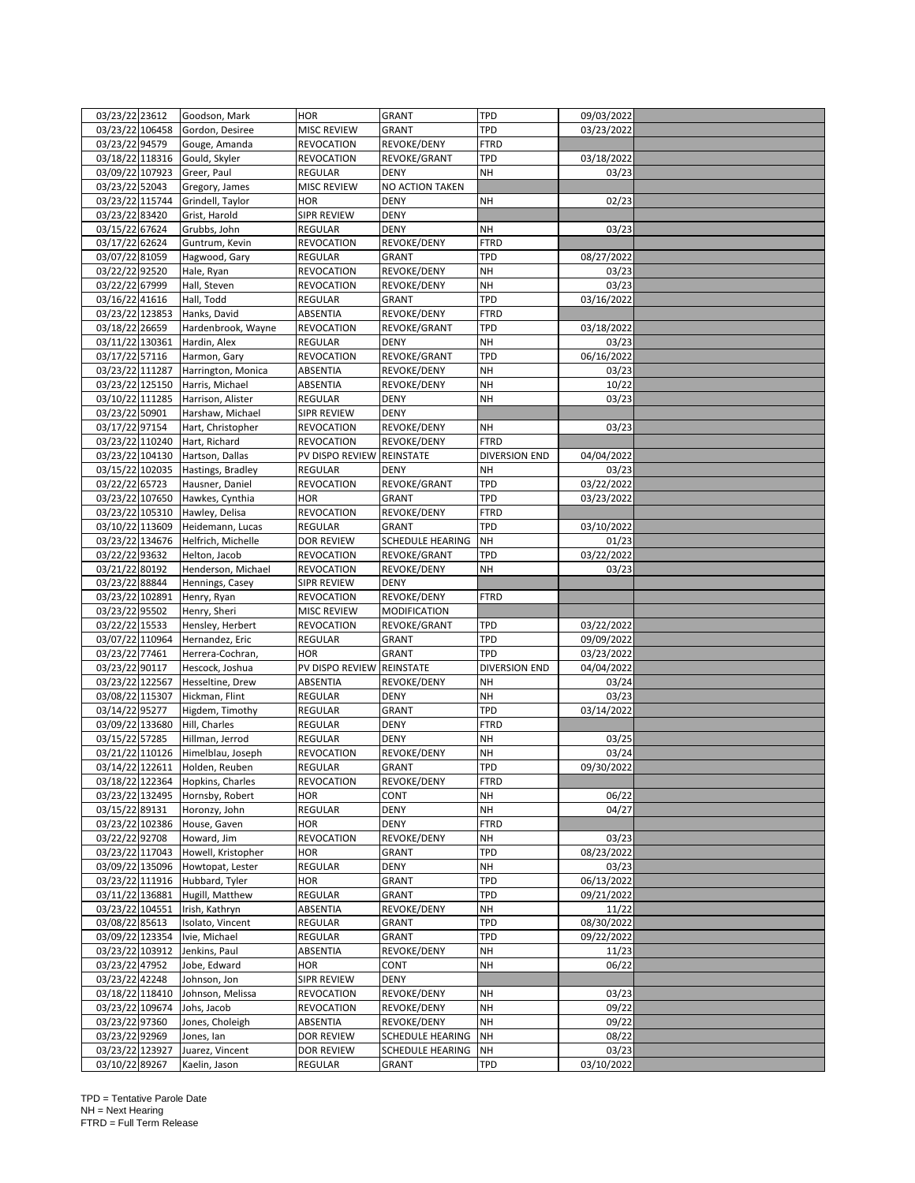| | | | | | | | |
|---|---|---|---|---|---|---|---|
| 03/23/22 | 23612 | Goodson, Mark | HOR | GRANT | TPD | 09/03/2022 | |
| 03/23/22 | 106458 | Gordon, Desiree | MISC REVIEW | GRANT | TPD | 03/23/2022 | |
| 03/23/22 | 94579 | Gouge, Amanda | REVOCATION | REVOKE/DENY | FTRD | | |
| 03/18/22 | 118316 | Gould, Skyler | REVOCATION | REVOKE/GRANT | TPD | 03/18/2022 | |
| 03/09/22 | 107923 | Greer, Paul | REGULAR | DENY | NH | 03/23 | |
| 03/23/22 | 52043 | Gregory, James | MISC REVIEW | NO ACTION TAKEN | | | |
| 03/23/22 | 115744 | Grindell, Taylor | HOR | DENY | NH | 02/23 | |
| 03/23/22 | 83420 | Grist, Harold | SIPR REVIEW | DENY | | | |
| 03/15/22 | 67624 | Grubbs, John | REGULAR | DENY | NH | 03/23 | |
| 03/17/22 | 62624 | Guntrum, Kevin | REVOCATION | REVOKE/DENY | FTRD | | |
| 03/07/22 | 81059 | Hagwood, Gary | REGULAR | GRANT | TPD | 08/27/2022 | |
| 03/22/22 | 92520 | Hale, Ryan | REVOCATION | REVOKE/DENY | NH | 03/23 | |
| 03/22/22 | 67999 | Hall, Steven | REVOCATION | REVOKE/DENY | NH | 03/23 | |
| 03/16/22 | 41616 | Hall, Todd | REGULAR | GRANT | TPD | 03/16/2022 | |
| 03/23/22 | 123853 | Hanks, David | ABSENTIA | REVOKE/DENY | FTRD | | |
| 03/18/22 | 26659 | Hardenbrook, Wayne | REVOCATION | REVOKE/GRANT | TPD | 03/18/2022 | |
| 03/11/22 | 130361 | Hardin, Alex | REGULAR | DENY | NH | 03/23 | |
| 03/17/22 | 57116 | Harmon, Gary | REVOCATION | REVOKE/GRANT | TPD | 06/16/2022 | |
| 03/23/22 | 111287 | Harrington, Monica | ABSENTIA | REVOKE/DENY | NH | 03/23 | |
| 03/23/22 | 125150 | Harris, Michael | ABSENTIA | REVOKE/DENY | NH | 10/22 | |
| 03/10/22 | 111285 | Harrison, Alister | REGULAR | DENY | NH | 03/23 | |
| 03/23/22 | 50901 | Harshaw, Michael | SIPR REVIEW | DENY | | | |
| 03/17/22 | 97154 | Hart, Christopher | REVOCATION | REVOKE/DENY | NH | 03/23 | |
| 03/23/22 | 110240 | Hart, Richard | REVOCATION | REVOKE/DENY | FTRD | | |
| 03/23/22 | 104130 | Hartson, Dallas | PV DISPO REVIEW | REINSTATE | DIVERSION END | 04/04/2022 | |
| 03/15/22 | 102035 | Hastings, Bradley | REGULAR | DENY | NH | 03/23 | |
| 03/22/22 | 65723 | Hausner, Daniel | REVOCATION | REVOKE/GRANT | TPD | 03/22/2022 | |
| 03/23/22 | 107650 | Hawkes, Cynthia | HOR | GRANT | TPD | 03/23/2022 | |
| 03/23/22 | 105310 | Hawley, Delisa | REVOCATION | REVOKE/DENY | FTRD | | |
| 03/10/22 | 113609 | Heidemann, Lucas | REGULAR | GRANT | TPD | 03/10/2022 | |
| 03/23/22 | 134676 | Helfrich, Michelle | DOR REVIEW | SCHEDULE HEARING | NH | 01/23 | |
| 03/22/22 | 93632 | Helton, Jacob | REVOCATION | REVOKE/GRANT | TPD | 03/22/2022 | |
| 03/21/22 | 80192 | Henderson, Michael | REVOCATION | REVOKE/DENY | NH | 03/23 | |
| 03/23/22 | 88844 | Hennings, Casey | SIPR REVIEW | DENY | | | |
| 03/23/22 | 102891 | Henry, Ryan | REVOCATION | REVOKE/DENY | FTRD | | |
| 03/23/22 | 95502 | Henry, Sheri | MISC REVIEW | MODIFICATION | | | |
| 03/22/22 | 15533 | Hensley, Herbert | REVOCATION | REVOKE/GRANT | TPD | 03/22/2022 | |
| 03/07/22 | 110964 | Hernandez, Eric | REGULAR | GRANT | TPD | 09/09/2022 | |
| 03/23/22 | 77461 | Herrera-Cochran, | HOR | GRANT | TPD | 03/23/2022 | |
| 03/23/22 | 90117 | Hescock, Joshua | PV DISPO REVIEW | REINSTATE | DIVERSION END | 04/04/2022 | |
| 03/23/22 | 122567 | Hesseltine, Drew | ABSENTIA | REVOKE/DENY | NH | 03/24 | |
| 03/08/22 | 115307 | Hickman, Flint | REGULAR | DENY | NH | 03/23 | |
| 03/14/22 | 95277 | Higdem, Timothy | REGULAR | GRANT | TPD | 03/14/2022 | |
| 03/09/22 | 133680 | Hill, Charles | REGULAR | DENY | FTRD | | |
| 03/15/22 | 57285 | Hillman, Jerrod | REGULAR | DENY | NH | 03/25 | |
| 03/21/22 | 110126 | Himelblau, Joseph | REVOCATION | REVOKE/DENY | NH | 03/24 | |
| 03/14/22 | 122611 | Holden, Reuben | REGULAR | GRANT | TPD | 09/30/2022 | |
| 03/18/22 | 122364 | Hopkins, Charles | REVOCATION | REVOKE/DENY | FTRD | | |
| 03/23/22 | 132495 | Hornsby, Robert | HOR | CONT | NH | 06/22 | |
| 03/15/22 | 89131 | Horonzy, John | REGULAR | DENY | NH | 04/27 | |
| 03/23/22 | 102386 | House, Gaven | HOR | DENY | FTRD | | |
| 03/22/22 | 92708 | Howard, Jim | REVOCATION | REVOKE/DENY | NH | 03/23 | |
| 03/23/22 | 117043 | Howell, Kristopher | HOR | GRANT | TPD | 08/23/2022 | |
| 03/09/22 | 135096 | Howtopat, Lester | REGULAR | DENY | NH | 03/23 | |
| 03/23/22 | 111916 | Hubbard, Tyler | HOR | GRANT | TPD | 06/13/2022 | |
| 03/11/22 | 136881 | Hugill, Matthew | REGULAR | GRANT | TPD | 09/21/2022 | |
| 03/23/22 | 104551 | Irish, Kathryn | ABSENTIA | REVOKE/DENY | NH | 11/22 | |
| 03/08/22 | 85613 | Isolato, Vincent | REGULAR | GRANT | TPD | 08/30/2022 | |
| 03/09/22 | 123354 | Ivie, Michael | REGULAR | GRANT | TPD | 09/22/2022 | |
| 03/23/22 | 103912 | Jenkins, Paul | ABSENTIA | REVOKE/DENY | NH | 11/23 | |
| 03/23/22 | 47952 | Jobe, Edward | HOR | CONT | NH | 06/22 | |
| 03/23/22 | 42248 | Johnson, Jon | SIPR REVIEW | DENY | | | |
| 03/18/22 | 118410 | Johnson, Melissa | REVOCATION | REVOKE/DENY | NH | 03/23 | |
| 03/23/22 | 109674 | Johs, Jacob | REVOCATION | REVOKE/DENY | NH | 09/22 | |
| 03/23/22 | 97360 | Jones, Choleigh | ABSENTIA | REVOKE/DENY | NH | 09/22 | |
| 03/23/22 | 92969 | Jones, Ian | DOR REVIEW | SCHEDULE HEARING | NH | 08/22 | |
| 03/23/22 | 123927 | Juarez, Vincent | DOR REVIEW | SCHEDULE HEARING | NH | 03/23 | |
| 03/10/22 | 89267 | Kaelin, Jason | REGULAR | GRANT | TPD | 03/10/2022 | |

TPD = Tentative Parole Date
NH = Next Hearing
FTRD = Full Term Release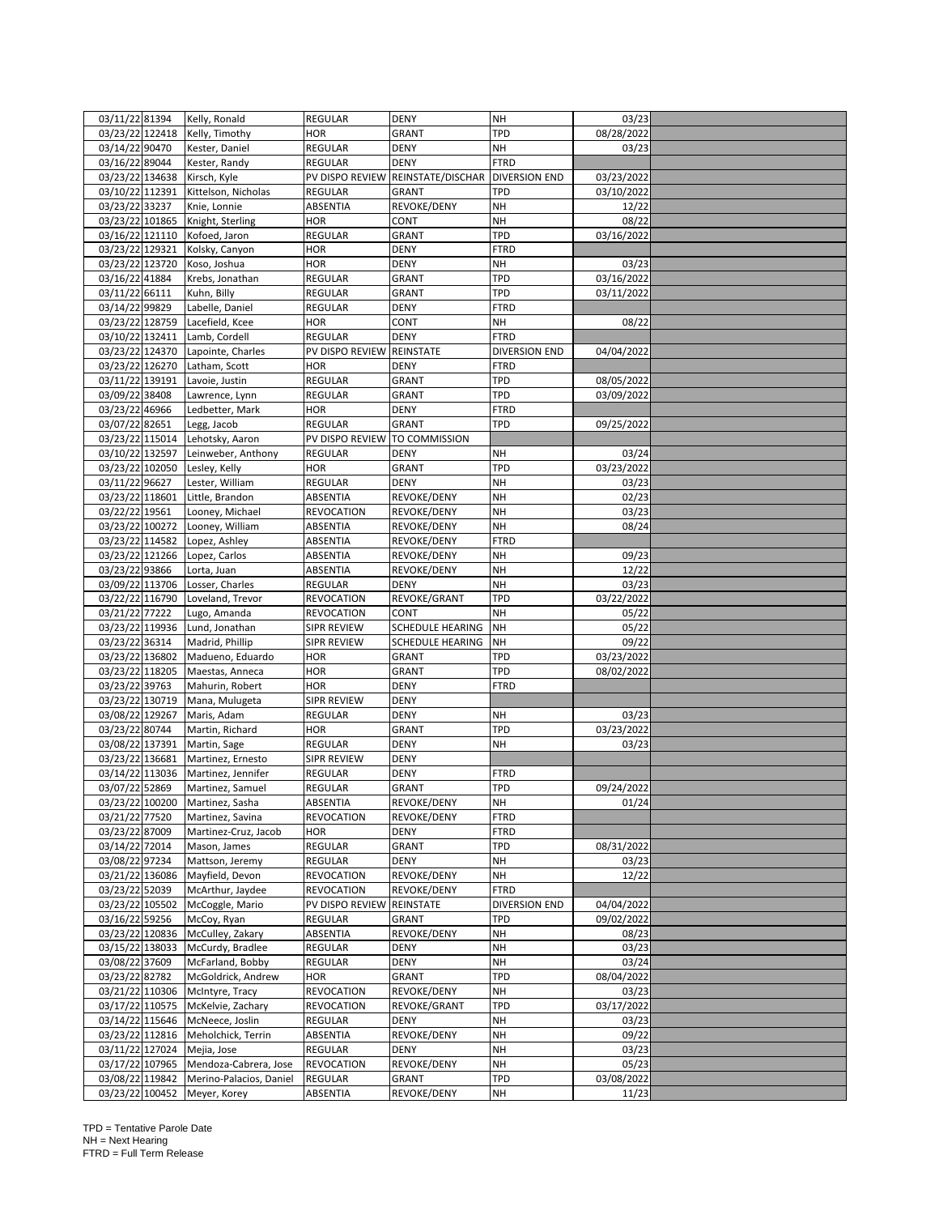| 03/11/22 | 81394 | Kelly, Ronald | REGULAR | DENY | NH | 03/23 | |
|---|---|---|---|---|---|---|---|
| 03/23/22 | 122418 | Kelly, Timothy | HOR | GRANT | TPD | 08/28/2022 | |
| 03/14/22 | 90470 | Kester, Daniel | REGULAR | DENY | NH | 03/23 | |
| 03/16/22 | 89044 | Kester, Randy | REGULAR | DENY | FTRD | | |
| 03/23/22 | 134638 | Kirsch, Kyle | PV DISPO REVIEW | REINSTATE/DISCHAR | DIVERSION END | 03/23/2022 | |
| 03/10/22 | 112391 | Kittelson, Nicholas | REGULAR | GRANT | TPD | 03/10/2022 | |
| 03/23/22 | 33237 | Knie, Lonnie | ABSENTIA | REVOKE/DENY | NH | 12/22 | |
| 03/23/22 | 101865 | Knight, Sterling | HOR | CONT | NH | 08/22 | |
| 03/16/22 | 121110 | Kofoed, Jaron | REGULAR | GRANT | TPD | 03/16/2022 | |
| 03/23/22 | 129321 | Kolsky, Canyon | HOR | DENY | FTRD | | |
| 03/23/22 | 123720 | Koso, Joshua | HOR | DENY | NH | 03/23 | |
| 03/16/22 | 41884 | Krebs, Jonathan | REGULAR | GRANT | TPD | 03/16/2022 | |
| 03/11/22 | 66111 | Kuhn, Billy | REGULAR | GRANT | TPD | 03/11/2022 | |
| 03/14/22 | 99829 | Labelle, Daniel | REGULAR | DENY | FTRD | | |
| 03/23/22 | 128759 | Lacefield, Kcee | HOR | CONT | NH | 08/22 | |
| 03/10/22 | 132411 | Lamb, Cordell | REGULAR | DENY | FTRD | | |
| 03/23/22 | 124370 | Lapointe, Charles | PV DISPO REVIEW | REINSTATE | DIVERSION END | 04/04/2022 | |
| 03/23/22 | 126270 | Latham, Scott | HOR | DENY | FTRD | | |
| 03/11/22 | 139191 | Lavoie, Justin | REGULAR | GRANT | TPD | 08/05/2022 | |
| 03/09/22 | 38408 | Lawrence, Lynn | REGULAR | GRANT | TPD | 03/09/2022 | |
| 03/23/22 | 46966 | Ledbetter, Mark | HOR | DENY | FTRD | | |
| 03/07/22 | 82651 | Legg, Jacob | REGULAR | GRANT | TPD | 09/25/2022 | |
| 03/23/22 | 115014 | Lehotsky, Aaron | PV DISPO REVIEW | TO COMMISSION | | | |
| 03/10/22 | 132597 | Leinweber, Anthony | REGULAR | DENY | NH | 03/24 | |
| 03/23/22 | 102050 | Lesley, Kelly | HOR | GRANT | TPD | 03/23/2022 | |
| 03/11/22 | 96627 | Lester, William | REGULAR | DENY | NH | 03/23 | |
| 03/23/22 | 118601 | Little, Brandon | ABSENTIA | REVOKE/DENY | NH | 02/23 | |
| 03/22/22 | 19561 | Looney, Michael | REVOCATION | REVOKE/DENY | NH | 03/23 | |
| 03/23/22 | 100272 | Looney, William | ABSENTIA | REVOKE/DENY | NH | 08/24 | |
| 03/23/22 | 114582 | Lopez, Ashley | ABSENTIA | REVOKE/DENY | FTRD | | |
| 03/23/22 | 121266 | Lopez, Carlos | ABSENTIA | REVOKE/DENY | NH | 09/23 | |
| 03/23/22 | 93866 | Lorta, Juan | ABSENTIA | REVOKE/DENY | NH | 12/22 | |
| 03/09/22 | 113706 | Losser, Charles | REGULAR | DENY | NH | 03/23 | |
| 03/22/22 | 116790 | Loveland, Trevor | REVOCATION | REVOKE/GRANT | TPD | 03/22/2022 | |
| 03/21/22 | 77222 | Lugo, Amanda | REVOCATION | CONT | NH | 05/22 | |
| 03/23/22 | 119936 | Lund, Jonathan | SIPR REVIEW | SCHEDULE HEARING | NH | 05/22 | |
| 03/23/22 | 36314 | Madrid, Phillip | SIPR REVIEW | SCHEDULE HEARING | NH | 09/22 | |
| 03/23/22 | 136802 | Madueno, Eduardo | HOR | GRANT | TPD | 03/23/2022 | |
| 03/23/22 | 118205 | Maestas, Anneca | HOR | GRANT | TPD | 08/02/2022 | |
| 03/23/22 | 39763 | Mahurin, Robert | HOR | DENY | FTRD | | |
| 03/23/22 | 130719 | Mana, Mulugeta | SIPR REVIEW | DENY | | | |
| 03/08/22 | 129267 | Maris, Adam | REGULAR | DENY | NH | 03/23 | |
| 03/23/22 | 80744 | Martin, Richard | HOR | GRANT | TPD | 03/23/2022 | |
| 03/08/22 | 137391 | Martin, Sage | REGULAR | DENY | NH | 03/23 | |
| 03/23/22 | 136681 | Martinez, Ernesto | SIPR REVIEW | DENY | | | |
| 03/14/22 | 113036 | Martinez, Jennifer | REGULAR | DENY | FTRD | | |
| 03/07/22 | 52869 | Martinez, Samuel | REGULAR | GRANT | TPD | 09/24/2022 | |
| 03/23/22 | 100200 | Martinez, Sasha | ABSENTIA | REVOKE/DENY | NH | 01/24 | |
| 03/21/22 | 77520 | Martinez, Savina | REVOCATION | REVOKE/DENY | FTRD | | |
| 03/23/22 | 87009 | Martinez-Cruz, Jacob | HOR | DENY | FTRD | | |
| 03/14/22 | 72014 | Mason, James | REGULAR | GRANT | TPD | 08/31/2022 | |
| 03/08/22 | 97234 | Mattson, Jeremy | REGULAR | DENY | NH | 03/23 | |
| 03/21/22 | 136086 | Mayfield, Devon | REVOCATION | REVOKE/DENY | NH | 12/22 | |
| 03/23/22 | 52039 | McArthur, Jaydee | REVOCATION | REVOKE/DENY | FTRD | | |
| 03/23/22 | 105502 | McCoggle, Mario | PV DISPO REVIEW | REINSTATE | DIVERSION END | 04/04/2022 | |
| 03/16/22 | 59256 | McCoy, Ryan | REGULAR | GRANT | TPD | 09/02/2022 | |
| 03/23/22 | 120836 | McCulley, Zakary | ABSENTIA | REVOKE/DENY | NH | 08/23 | |
| 03/15/22 | 138033 | McCurdy, Bradlee | REGULAR | DENY | NH | 03/23 | |
| 03/08/22 | 37609 | McFarland, Bobby | REGULAR | DENY | NH | 03/24 | |
| 03/23/22 | 82782 | McGoldrick, Andrew | HOR | GRANT | TPD | 08/04/2022 | |
| 03/21/22 | 110306 | McIntyre, Tracy | REVOCATION | REVOKE/DENY | NH | 03/23 | |
| 03/17/22 | 110575 | McKelvie, Zachary | REVOCATION | REVOKE/GRANT | TPD | 03/17/2022 | |
| 03/14/22 | 115646 | McNeece, Joslin | REGULAR | DENY | NH | 03/23 | |
| 03/23/22 | 112816 | Meholchick, Terrin | ABSENTIA | REVOKE/DENY | NH | 09/22 | |
| 03/11/22 | 127024 | Mejia, Jose | REGULAR | DENY | NH | 03/23 | |
| 03/17/22 | 107965 | Mendoza-Cabrera, Jose | REVOCATION | REVOKE/DENY | NH | 05/23 | |
| 03/08/22 | 119842 | Merino-Palacios, Daniel | REGULAR | GRANT | TPD | 03/08/2022 | |
| 03/23/22 | 100452 | Meyer, Korey | ABSENTIA | REVOKE/DENY | NH | 11/23 | |

TPD = Tentative Parole Date
NH = Next Hearing
FTRD = Full Term Release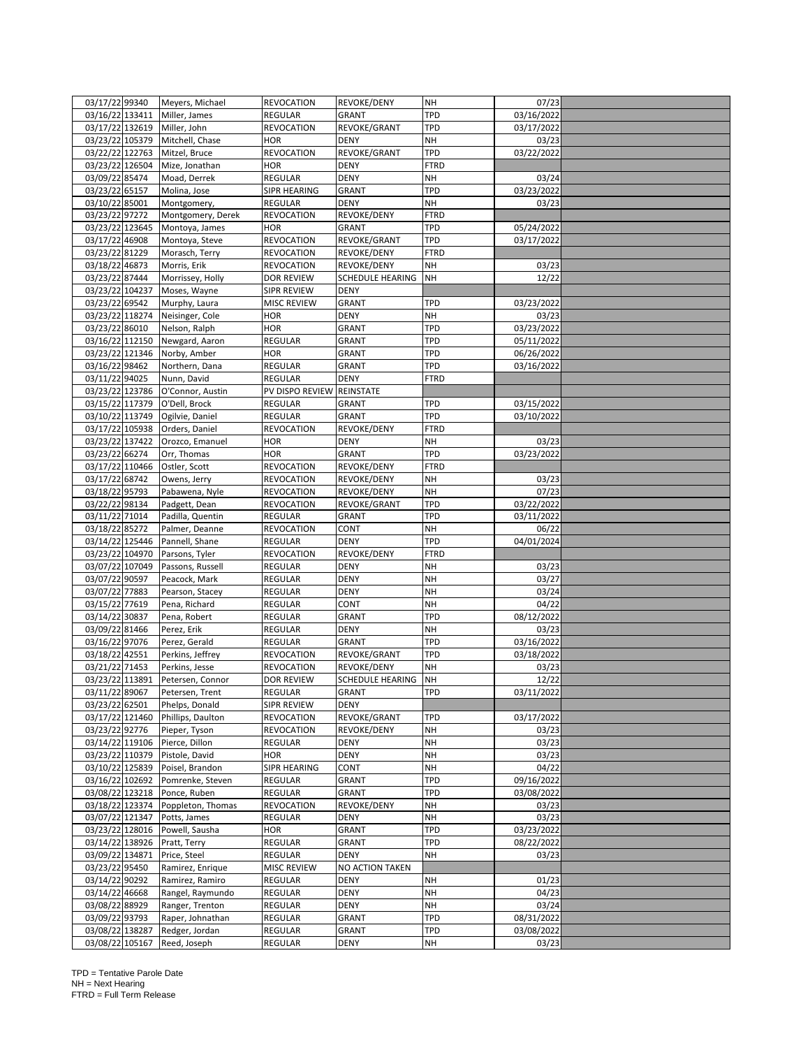| 03/17/22 | 99340 | Meyers, Michael | REVOCATION | REVOKE/DENY | NH | 07/23 | |
|---|---|---|---|---|---|---|---|
| 03/16/22 | 133411 | Miller, James | REGULAR | GRANT | TPD | 03/16/2022 | |
| 03/17/22 | 132619 | Miller, John | REVOCATION | REVOKE/GRANT | TPD | 03/17/2022 | |
| 03/23/22 | 105379 | Mitchell, Chase | HOR | DENY | NH | 03/23 | |
| 03/22/22 | 122763 | Mitzel, Bruce | REVOCATION | REVOKE/GRANT | TPD | 03/22/2022 | |
| 03/23/22 | 126504 | Mize, Jonathan | HOR | DENY | FTRD | | |
| 03/09/22 | 85474 | Moad, Derrek | REGULAR | DENY | NH | 03/24 | |
| 03/23/22 | 65157 | Molina, Jose | SIPR HEARING | GRANT | TPD | 03/23/2022 | |
| 03/10/22 | 85001 | Montgomery, | REGULAR | DENY | NH | 03/23 | |
| 03/23/22 | 97272 | Montgomery, Derek | REVOCATION | REVOKE/DENY | FTRD | | |
| 03/23/22 | 123645 | Montoya, James | HOR | GRANT | TPD | 05/24/2022 | |
| 03/17/22 | 46908 | Montoya, Steve | REVOCATION | REVOKE/GRANT | TPD | 03/17/2022 | |
| 03/23/22 | 81229 | Morasch, Terry | REVOCATION | REVOKE/DENY | FTRD | | |
| 03/18/22 | 46873 | Morris, Erik | REVOCATION | REVOKE/DENY | NH | 03/23 | |
| 03/23/22 | 87444 | Morrissey, Holly | DOR REVIEW | SCHEDULE HEARING | NH | 12/22 | |
| 03/23/22 | 104237 | Moses, Wayne | SIPR REVIEW | DENY | | | |
| 03/23/22 | 69542 | Murphy, Laura | MISC REVIEW | GRANT | TPD | 03/23/2022 | |
| 03/23/22 | 118274 | Neisinger, Cole | HOR | DENY | NH | 03/23 | |
| 03/23/22 | 86010 | Nelson, Ralph | HOR | GRANT | TPD | 03/23/2022 | |
| 03/16/22 | 112150 | Newgard, Aaron | REGULAR | GRANT | TPD | 05/11/2022 | |
| 03/23/22 | 121346 | Norby, Amber | HOR | GRANT | TPD | 06/26/2022 | |
| 03/16/22 | 98462 | Northern, Dana | REGULAR | GRANT | TPD | 03/16/2022 | |
| 03/11/22 | 94025 | Nunn, David | REGULAR | DENY | FTRD | | |
| 03/23/22 | 123786 | O'Connor, Austin | PV DISPO REVIEW | REINSTATE | | | |
| 03/15/22 | 117379 | O'Dell, Brock | REGULAR | GRANT | TPD | 03/15/2022 | |
| 03/10/22 | 113749 | Ogilvie, Daniel | REGULAR | GRANT | TPD | 03/10/2022 | |
| 03/17/22 | 105938 | Orders, Daniel | REVOCATION | REVOKE/DENY | FTRD | | |
| 03/23/22 | 137422 | Orozco, Emanuel | HOR | DENY | NH | 03/23 | |
| 03/23/22 | 66274 | Orr, Thomas | HOR | GRANT | TPD | 03/23/2022 | |
| 03/17/22 | 110466 | Ostler, Scott | REVOCATION | REVOKE/DENY | FTRD | | |
| 03/17/22 | 68742 | Owens, Jerry | REVOCATION | REVOKE/DENY | NH | 03/23 | |
| 03/18/22 | 95793 | Pabawena, Nyle | REVOCATION | REVOKE/DENY | NH | 07/23 | |
| 03/22/22 | 98134 | Padgett, Dean | REVOCATION | REVOKE/GRANT | TPD | 03/22/2022 | |
| 03/11/22 | 71014 | Padilla, Quentin | REGULAR | GRANT | TPD | 03/11/2022 | |
| 03/18/22 | 85272 | Palmer, Deanne | REVOCATION | CONT | NH | 06/22 | |
| 03/14/22 | 125446 | Pannell, Shane | REGULAR | DENY | TPD | 04/01/2024 | |
| 03/23/22 | 104970 | Parsons, Tyler | REVOCATION | REVOKE/DENY | FTRD | | |
| 03/07/22 | 107049 | Passons, Russell | REGULAR | DENY | NH | 03/23 | |
| 03/07/22 | 90597 | Peacock, Mark | REGULAR | DENY | NH | 03/27 | |
| 03/07/22 | 77883 | Pearson, Stacey | REGULAR | DENY | NH | 03/24 | |
| 03/15/22 | 77619 | Pena, Richard | REGULAR | CONT | NH | 04/22 | |
| 03/14/22 | 30837 | Pena, Robert | REGULAR | GRANT | TPD | 08/12/2022 | |
| 03/09/22 | 81466 | Perez, Erik | REGULAR | DENY | NH | 03/23 | |
| 03/16/22 | 97076 | Perez, Gerald | REGULAR | GRANT | TPD | 03/16/2022 | |
| 03/18/22 | 42551 | Perkins, Jeffrey | REVOCATION | REVOKE/GRANT | TPD | 03/18/2022 | |
| 03/21/22 | 71453 | Perkins, Jesse | REVOCATION | REVOKE/DENY | NH | 03/23 | |
| 03/23/22 | 113891 | Petersen, Connor | DOR REVIEW | SCHEDULE HEARING | NH | 12/22 | |
| 03/11/22 | 89067 | Petersen, Trent | REGULAR | GRANT | TPD | 03/11/2022 | |
| 03/23/22 | 62501 | Phelps, Donald | SIPR REVIEW | DENY | | | |
| 03/17/22 | 121460 | Phillips, Daulton | REVOCATION | REVOKE/GRANT | TPD | 03/17/2022 | |
| 03/23/22 | 92776 | Pieper, Tyson | REVOCATION | REVOKE/DENY | NH | 03/23 | |
| 03/14/22 | 119106 | Pierce, Dillon | REGULAR | DENY | NH | 03/23 | |
| 03/23/22 | 110379 | Pistole, David | HOR | DENY | NH | 03/23 | |
| 03/10/22 | 125839 | Poisel, Brandon | SIPR HEARING | CONT | NH | 04/22 | |
| 03/16/22 | 102692 | Pomrenke, Steven | REGULAR | GRANT | TPD | 09/16/2022 | |
| 03/08/22 | 123218 | Ponce, Ruben | REGULAR | GRANT | TPD | 03/08/2022 | |
| 03/18/22 | 123374 | Poppleton, Thomas | REVOCATION | REVOKE/DENY | NH | 03/23 | |
| 03/07/22 | 121347 | Potts, James | REGULAR | DENY | NH | 03/23 | |
| 03/23/22 | 128016 | Powell, Sausha | HOR | GRANT | TPD | 03/23/2022 | |
| 03/14/22 | 138926 | Pratt, Terry | REGULAR | GRANT | TPD | 08/22/2022 | |
| 03/09/22 | 134871 | Price, Steel | REGULAR | DENY | NH | 03/23 | |
| 03/23/22 | 95450 | Ramirez, Enrique | MISC REVIEW | NO ACTION TAKEN | | | |
| 03/14/22 | 90292 | Ramirez, Ramiro | REGULAR | DENY | NH | 01/23 | |
| 03/14/22 | 46668 | Rangel, Raymundo | REGULAR | DENY | NH | 04/23 | |
| 03/08/22 | 88929 | Ranger, Trenton | REGULAR | DENY | NH | 03/24 | |
| 03/09/22 | 93793 | Raper, Johnathan | REGULAR | GRANT | TPD | 08/31/2022 | |
| 03/08/22 | 138287 | Redger, Jordan | REGULAR | GRANT | TPD | 03/08/2022 | |
| 03/08/22 | 105167 | Reed, Joseph | REGULAR | DENY | NH | 03/23 | |

TPD = Tentative Parole Date
NH = Next Hearing
FTRD = Full Term Release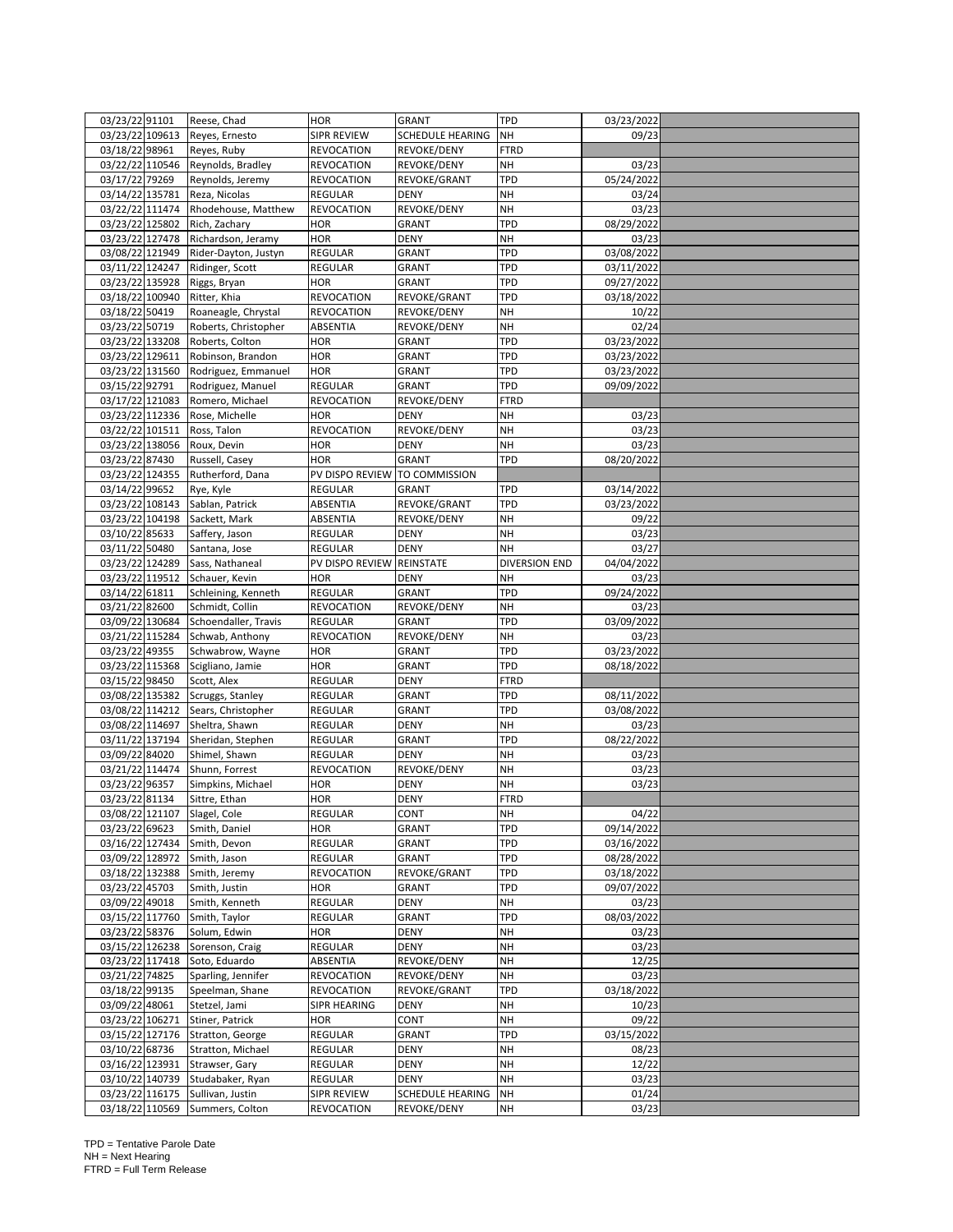| | | | | | | | |
|---|---|---|---|---|---|---|---|
| 03/23/22 | 91101 | Reese, Chad | HOR | GRANT | TPD | 03/23/2022 | |
| 03/23/22 | 109613 | Reyes, Ernesto | SIPR REVIEW | SCHEDULE HEARING | NH | 09/23 | |
| 03/18/22 | 98961 | Reyes, Ruby | REVOCATION | REVOKE/DENY | FTRD | | |
| 03/22/22 | 110546 | Reynolds, Bradley | REVOCATION | REVOKE/DENY | NH | 03/23 | |
| 03/17/22 | 79269 | Reynolds, Jeremy | REVOCATION | REVOKE/GRANT | TPD | 05/24/2022 | |
| 03/14/22 | 135781 | Reza, Nicolas | REGULAR | DENY | NH | 03/24 | |
| 03/22/22 | 111474 | Rhodehouse, Matthew | REVOCATION | REVOKE/DENY | NH | 03/23 | |
| 03/23/22 | 125802 | Rich, Zachary | HOR | GRANT | TPD | 08/29/2022 | |
| 03/23/22 | 127478 | Richardson, Jeramy | HOR | DENY | NH | 03/23 | |
| 03/08/22 | 121949 | Rider-Dayton, Justyn | REGULAR | GRANT | TPD | 03/08/2022 | |
| 03/11/22 | 124247 | Ridinger, Scott | REGULAR | GRANT | TPD | 03/11/2022 | |
| 03/23/22 | 135928 | Riggs, Bryan | HOR | GRANT | TPD | 09/27/2022 | |
| 03/18/22 | 100940 | Ritter, Khia | REVOCATION | REVOKE/GRANT | TPD | 03/18/2022 | |
| 03/18/22 | 50419 | Roaneagle, Chrystal | REVOCATION | REVOKE/DENY | NH | 10/22 | |
| 03/23/22 | 50719 | Roberts, Christopher | ABSENTIA | REVOKE/DENY | NH | 02/24 | |
| 03/23/22 | 133208 | Roberts, Colton | HOR | GRANT | TPD | 03/23/2022 | |
| 03/23/22 | 129611 | Robinson, Brandon | HOR | GRANT | TPD | 03/23/2022 | |
| 03/23/22 | 131560 | Rodriguez, Emmanuel | HOR | GRANT | TPD | 03/23/2022 | |
| 03/15/22 | 92791 | Rodriguez, Manuel | REGULAR | GRANT | TPD | 09/09/2022 | |
| 03/17/22 | 121083 | Romero, Michael | REVOCATION | REVOKE/DENY | FTRD | | |
| 03/23/22 | 112336 | Rose, Michelle | HOR | DENY | NH | 03/23 | |
| 03/22/22 | 101511 | Ross, Talon | REVOCATION | REVOKE/DENY | NH | 03/23 | |
| 03/23/22 | 138056 | Roux, Devin | HOR | DENY | NH | 03/23 | |
| 03/23/22 | 87430 | Russell, Casey | HOR | GRANT | TPD | 08/20/2022 | |
| 03/23/22 | 124355 | Rutherford, Dana | PV DISPO REVIEW | TO COMMISSION | | | |
| 03/14/22 | 99652 | Rye, Kyle | REGULAR | GRANT | TPD | 03/14/2022 | |
| 03/23/22 | 108143 | Sablan, Patrick | ABSENTIA | REVOKE/GRANT | TPD | 03/23/2022 | |
| 03/23/22 | 104198 | Sackett, Mark | ABSENTIA | REVOKE/DENY | NH | 09/22 | |
| 03/10/22 | 85633 | Saffery, Jason | REGULAR | DENY | NH | 03/23 | |
| 03/11/22 | 50480 | Santana, Jose | REGULAR | DENY | NH | 03/27 | |
| 03/23/22 | 124289 | Sass, Nathaneal | PV DISPO REVIEW | REINSTATE | DIVERSION END | 04/04/2022 | |
| 03/23/22 | 119512 | Schauer, Kevin | HOR | DENY | NH | 03/23 | |
| 03/14/22 | 61811 | Schleining, Kenneth | REGULAR | GRANT | TPD | 09/24/2022 | |
| 03/21/22 | 82600 | Schmidt, Collin | REVOCATION | REVOKE/DENY | NH | 03/23 | |
| 03/09/22 | 130684 | Schoendaller, Travis | REGULAR | GRANT | TPD | 03/09/2022 | |
| 03/21/22 | 115284 | Schwab, Anthony | REVOCATION | REVOKE/DENY | NH | 03/23 | |
| 03/23/22 | 49355 | Schwabrow, Wayne | HOR | GRANT | TPD | 03/23/2022 | |
| 03/23/22 | 115368 | Scigliano, Jamie | HOR | GRANT | TPD | 08/18/2022 | |
| 03/15/22 | 98450 | Scott, Alex | REGULAR | DENY | FTRD | | |
| 03/08/22 | 135382 | Scruggs, Stanley | REGULAR | GRANT | TPD | 08/11/2022 | |
| 03/08/22 | 114212 | Sears, Christopher | REGULAR | GRANT | TPD | 03/08/2022 | |
| 03/08/22 | 114697 | Sheltra, Shawn | REGULAR | DENY | NH | 03/23 | |
| 03/11/22 | 137194 | Sheridan, Stephen | REGULAR | GRANT | TPD | 08/22/2022 | |
| 03/09/22 | 84020 | Shimel, Shawn | REGULAR | DENY | NH | 03/23 | |
| 03/21/22 | 114474 | Shunn, Forrest | REVOCATION | REVOKE/DENY | NH | 03/23 | |
| 03/23/22 | 96357 | Simpkins, Michael | HOR | DENY | NH | 03/23 | |
| 03/23/22 | 81134 | Sittre, Ethan | HOR | DENY | FTRD | | |
| 03/08/22 | 121107 | Slagel, Cole | REGULAR | CONT | NH | 04/22 | |
| 03/23/22 | 69623 | Smith, Daniel | HOR | GRANT | TPD | 09/14/2022 | |
| 03/16/22 | 127434 | Smith, Devon | REGULAR | GRANT | TPD | 03/16/2022 | |
| 03/09/22 | 128972 | Smith, Jason | REGULAR | GRANT | TPD | 08/28/2022 | |
| 03/18/22 | 132388 | Smith, Jeremy | REVOCATION | REVOKE/GRANT | TPD | 03/18/2022 | |
| 03/23/22 | 45703 | Smith, Justin | HOR | GRANT | TPD | 09/07/2022 | |
| 03/09/22 | 49018 | Smith, Kenneth | REGULAR | DENY | NH | 03/23 | |
| 03/15/22 | 117760 | Smith, Taylor | REGULAR | GRANT | TPD | 08/03/2022 | |
| 03/23/22 | 58376 | Solum, Edwin | HOR | DENY | NH | 03/23 | |
| 03/15/22 | 126238 | Sorenson, Craig | REGULAR | DENY | NH | 03/23 | |
| 03/23/22 | 117418 | Soto, Eduardo | ABSENTIA | REVOKE/DENY | NH | 12/25 | |
| 03/21/22 | 74825 | Sparling, Jennifer | REVOCATION | REVOKE/DENY | NH | 03/23 | |
| 03/18/22 | 99135 | Speelman, Shane | REVOCATION | REVOKE/GRANT | TPD | 03/18/2022 | |
| 03/09/22 | 48061 | Stetzel, Jami | SIPR HEARING | DENY | NH | 10/23 | |
| 03/23/22 | 106271 | Stiner, Patrick | HOR | CONT | NH | 09/22 | |
| 03/15/22 | 127176 | Stratton, George | REGULAR | GRANT | TPD | 03/15/2022 | |
| 03/10/22 | 68736 | Stratton, Michael | REGULAR | DENY | NH | 08/23 | |
| 03/16/22 | 123931 | Strawser, Gary | REGULAR | DENY | NH | 12/22 | |
| 03/10/22 | 140739 | Studabaker, Ryan | REGULAR | DENY | NH | 03/23 | |
| 03/23/22 | 116175 | Sullivan, Justin | SIPR REVIEW | SCHEDULE HEARING | NH | 01/24 | |
| 03/18/22 | 110569 | Summers, Colton | REVOCATION | REVOKE/DENY | NH | 03/23 | |

TPD = Tentative Parole Date
NH = Next Hearing
FTRD = Full Term Release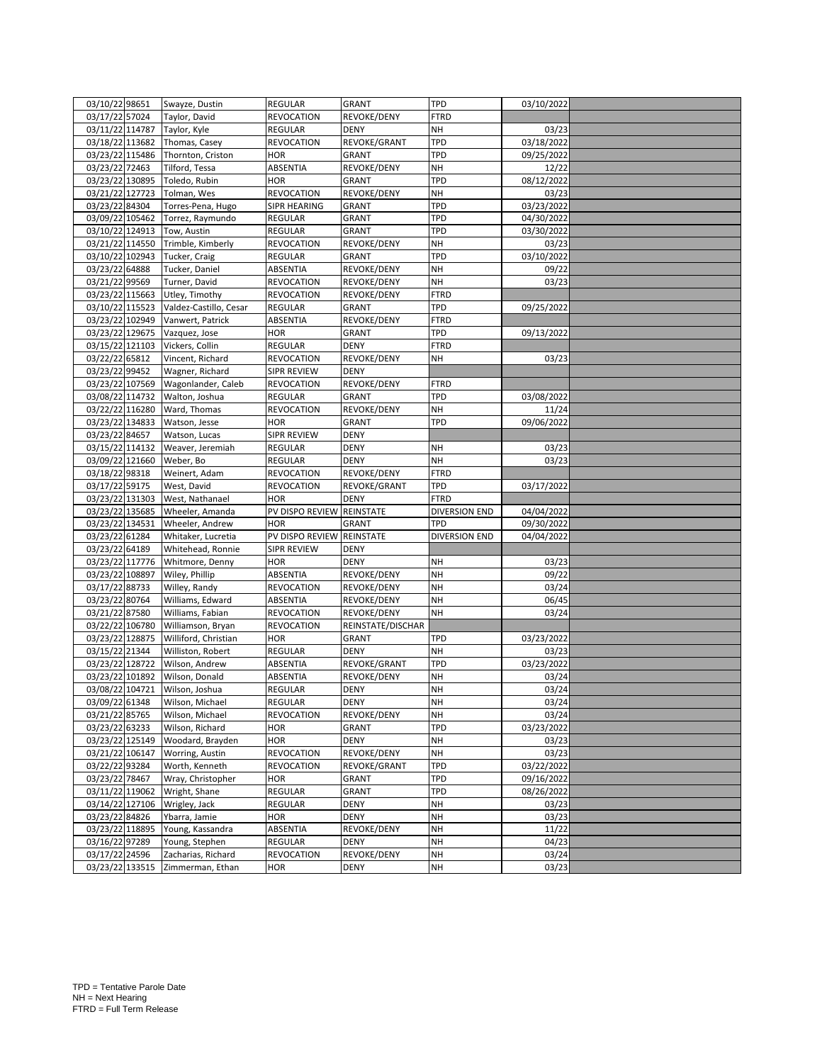| | | | | | | | |
|---|---|---|---|---|---|---|---|
| 03/10/22 | 98651 | Swayze, Dustin | REGULAR | GRANT | TPD | 03/10/2022 | |
| 03/17/22 | 57024 | Taylor, David | REVOCATION | REVOKE/DENY | FTRD | | |
| 03/11/22 | 114787 | Taylor, Kyle | REGULAR | DENY | NH | 03/23 | |
| 03/18/22 | 113682 | Thomas, Casey | REVOCATION | REVOKE/GRANT | TPD | 03/18/2022 | |
| 03/23/22 | 115486 | Thornton, Criston | HOR | GRANT | TPD | 09/25/2022 | |
| 03/23/22 | 72463 | Tilford, Tessa | ABSENTIA | REVOKE/DENY | NH | 12/22 | |
| 03/23/22 | 130895 | Toledo, Rubin | HOR | GRANT | TPD | 08/12/2022 | |
| 03/21/22 | 127723 | Tolman, Wes | REVOCATION | REVOKE/DENY | NH | 03/23 | |
| 03/23/22 | 84304 | Torres-Pena, Hugo | SIPR HEARING | GRANT | TPD | 03/23/2022 | |
| 03/09/22 | 105462 | Torrez, Raymundo | REGULAR | GRANT | TPD | 04/30/2022 | |
| 03/10/22 | 124913 | Tow, Austin | REGULAR | GRANT | TPD | 03/30/2022 | |
| 03/21/22 | 114550 | Trimble, Kimberly | REVOCATION | REVOKE/DENY | NH | 03/23 | |
| 03/10/22 | 102943 | Tucker, Craig | REGULAR | GRANT | TPD | 03/10/2022 | |
| 03/23/22 | 64888 | Tucker, Daniel | ABSENTIA | REVOKE/DENY | NH | 09/22 | |
| 03/21/22 | 99569 | Turner, David | REVOCATION | REVOKE/DENY | NH | 03/23 | |
| 03/23/22 | 115663 | Utley, Timothy | REVOCATION | REVOKE/DENY | FTRD | | |
| 03/10/22 | 115523 | Valdez-Castillo, Cesar | REGULAR | GRANT | TPD | 09/25/2022 | |
| 03/23/22 | 102949 | Vanwert, Patrick | ABSENTIA | REVOKE/DENY | FTRD | | |
| 03/23/22 | 129675 | Vazquez, Jose | HOR | GRANT | TPD | 09/13/2022 | |
| 03/15/22 | 121103 | Vickers, Collin | REGULAR | DENY | FTRD | | |
| 03/22/22 | 65812 | Vincent, Richard | REVOCATION | REVOKE/DENY | NH | 03/23 | |
| 03/23/22 | 99452 | Wagner, Richard | SIPR REVIEW | DENY | | | |
| 03/23/22 | 107569 | Wagonlander, Caleb | REVOCATION | REVOKE/DENY | FTRD | | |
| 03/08/22 | 114732 | Walton, Joshua | REGULAR | GRANT | TPD | 03/08/2022 | |
| 03/22/22 | 116280 | Ward, Thomas | REVOCATION | REVOKE/DENY | NH | 11/24 | |
| 03/23/22 | 134833 | Watson, Jesse | HOR | GRANT | TPD | 09/06/2022 | |
| 03/23/22 | 84657 | Watson, Lucas | SIPR REVIEW | DENY | | | |
| 03/15/22 | 114132 | Weaver, Jeremiah | REGULAR | DENY | NH | 03/23 | |
| 03/09/22 | 121660 | Weber, Bo | REGULAR | DENY | NH | 03/23 | |
| 03/18/22 | 98318 | Weinert, Adam | REVOCATION | REVOKE/DENY | FTRD | | |
| 03/17/22 | 59175 | West, David | REVOCATION | REVOKE/GRANT | TPD | 03/17/2022 | |
| 03/23/22 | 131303 | West, Nathanael | HOR | DENY | FTRD | | |
| 03/23/22 | 135685 | Wheeler, Amanda | PV DISPO REVIEW | REINSTATE | DIVERSION END | 04/04/2022 | |
| 03/23/22 | 134531 | Wheeler, Andrew | HOR | GRANT | TPD | 09/30/2022 | |
| 03/23/22 | 61284 | Whitaker, Lucretia | PV DISPO REVIEW | REINSTATE | DIVERSION END | 04/04/2022 | |
| 03/23/22 | 64189 | Whitehead, Ronnie | SIPR REVIEW | DENY | | | |
| 03/23/22 | 117776 | Whitmore, Denny | HOR | DENY | NH | 03/23 | |
| 03/23/22 | 108897 | Wiley, Phillip | ABSENTIA | REVOKE/DENY | NH | 09/22 | |
| 03/17/22 | 88733 | Willey, Randy | REVOCATION | REVOKE/DENY | NH | 03/24 | |
| 03/23/22 | 80764 | Williams, Edward | ABSENTIA | REVOKE/DENY | NH | 06/45 | |
| 03/21/22 | 87580 | Williams, Fabian | REVOCATION | REVOKE/DENY | NH | 03/24 | |
| 03/22/22 | 106780 | Williamson, Bryan | REVOCATION | REINSTATE/DISCHAR | | | |
| 03/23/22 | 128875 | Williford, Christian | HOR | GRANT | TPD | 03/23/2022 | |
| 03/15/22 | 21344 | Williston, Robert | REGULAR | DENY | NH | 03/23 | |
| 03/23/22 | 128722 | Wilson, Andrew | ABSENTIA | REVOKE/GRANT | TPD | 03/23/2022 | |
| 03/23/22 | 101892 | Wilson, Donald | ABSENTIA | REVOKE/DENY | NH | 03/24 | |
| 03/08/22 | 104721 | Wilson, Joshua | REGULAR | DENY | NH | 03/24 | |
| 03/09/22 | 61348 | Wilson, Michael | REGULAR | DENY | NH | 03/24 | |
| 03/21/22 | 85765 | Wilson, Michael | REVOCATION | REVOKE/DENY | NH | 03/24 | |
| 03/23/22 | 63233 | Wilson, Richard | HOR | GRANT | TPD | 03/23/2022 | |
| 03/23/22 | 125149 | Woodard, Brayden | HOR | DENY | NH | 03/23 | |
| 03/21/22 | 106147 | Worring, Austin | REVOCATION | REVOKE/DENY | NH | 03/23 | |
| 03/22/22 | 93284 | Worth, Kenneth | REVOCATION | REVOKE/GRANT | TPD | 03/22/2022 | |
| 03/23/22 | 78467 | Wray, Christopher | HOR | GRANT | TPD | 09/16/2022 | |
| 03/11/22 | 119062 | Wright, Shane | REGULAR | GRANT | TPD | 08/26/2022 | |
| 03/14/22 | 127106 | Wrigley, Jack | REGULAR | DENY | NH | 03/23 | |
| 03/23/22 | 84826 | Ybarra, Jamie | HOR | DENY | NH | 03/23 | |
| 03/23/22 | 118895 | Young, Kassandra | ABSENTIA | REVOKE/DENY | NH | 11/22 | |
| 03/16/22 | 97289 | Young, Stephen | REGULAR | DENY | NH | 04/23 | |
| 03/17/22 | 24596 | Zacharias, Richard | REVOCATION | REVOKE/DENY | NH | 03/24 | |
| 03/23/22 | 133515 | Zimmerman, Ethan | HOR | DENY | NH | 03/23 | |

TPD = Tentative Parole Date
NH = Next Hearing
FTRD = Full Term Release